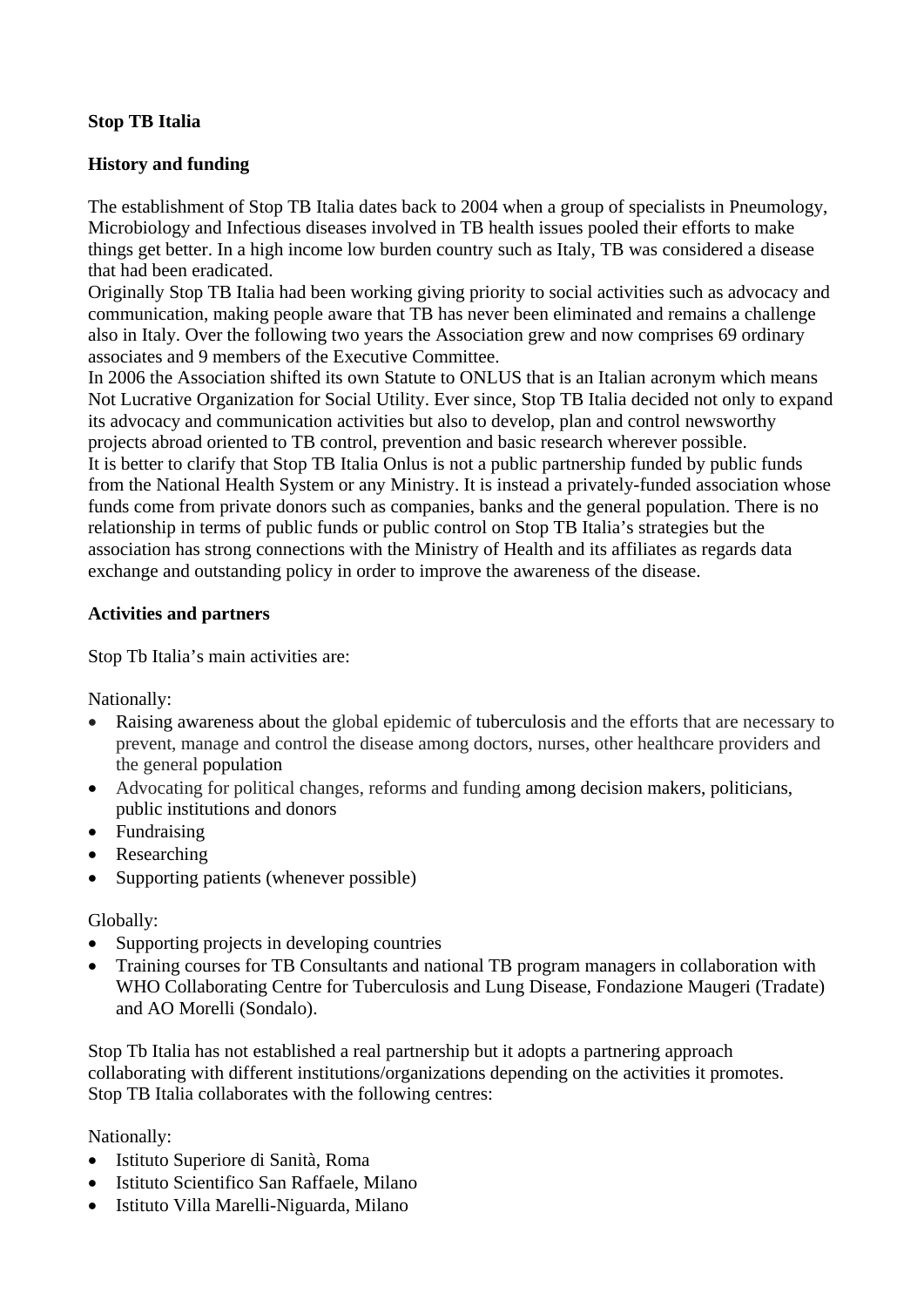**Stop TB Italia**

**History and funding**

The establishment of Stop TB Italia dates back to 2004 when a group of specialists in Pneumology, Microbiology and Infectious diseases involved in TB health issues pooled their efforts to make things get better. In a high income low burden country such as Italy, TB was considered a disease that had been eradicated.
Originally Stop TB Italia had been working giving priority to social activities such as advocacy and communication, making people aware that TB has never been eliminated and remains a challenge also in Italy. Over the following two years the Association grew and now comprises 69 ordinary associates and 9 members of the Executive Committee.
In 2006 the Association shifted its own Statute to ONLUS that is an Italian acronym which means Not Lucrative Organization for Social Utility. Ever since, Stop TB Italia decided not only to expand its advocacy and communication activities but also to develop, plan and control newsworthy projects abroad oriented to TB control, prevention and basic research wherever possible.
It is better to clarify that Stop TB Italia Onlus is not a public partnership funded by public funds from the National Health System or any Ministry. It is instead a privately-funded association whose funds come from private donors such as companies, banks and the general population. There is no relationship in terms of public funds or public control on Stop TB Italia's strategies but the association has strong connections with the Ministry of Health and its affiliates as regards data exchange and outstanding policy in order to improve the awareness of the disease.

**Activities and partners**

Stop Tb Italia's main activities are:

Nationally:
- Raising awareness about the global epidemic of tuberculosis and the efforts that are necessary to prevent, manage and control the disease among doctors, nurses, other healthcare providers and the general population
- Advocating for political changes, reforms and funding among decision makers, politicians, public institutions and donors
- Fundraising
- Researching
- Supporting patients (whenever possible)

Globally:
- Supporting projects in developing countries
- Training courses for TB Consultants and national TB program managers in collaboration with WHO Collaborating Centre for Tuberculosis and Lung Disease, Fondazione Maugeri (Tradate) and AO Morelli (Sondalo).

Stop Tb Italia has not established a real partnership but it adopts a partnering approach collaborating with different institutions/organizations depending on the activities it promotes.
Stop TB Italia collaborates with the following centres:

Nationally:
- Istituto Superiore di Sanità, Roma
- Istituto Scientifico San Raffaele, Milano
- Istituto Villa Marelli-Niguarda, Milano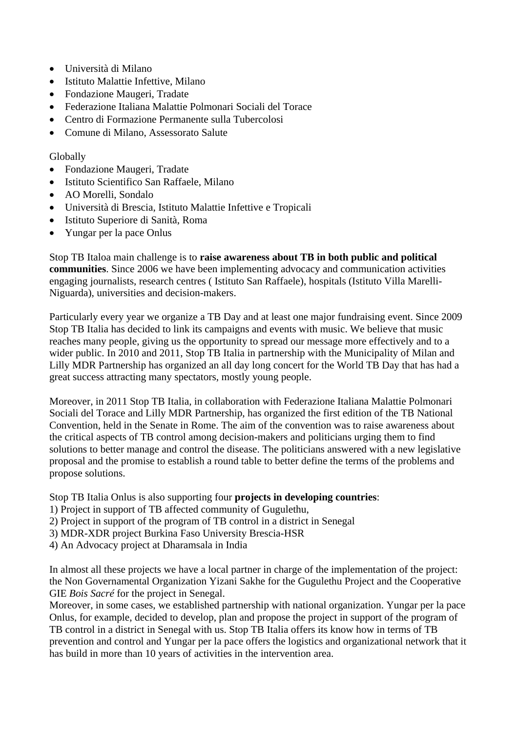- Università di Milano
- Istituto Malattie Infettive, Milano
- Fondazione Maugeri, Tradate
- Federazione Italiana Malattie Polmonari Sociali del Torace
- Centro di Formazione Permanente sulla Tubercolosi
- Comune di Milano, Assessorato Salute

Globally

- Fondazione Maugeri, Tradate
- Istituto Scientifico San Raffaele, Milano
- AO Morelli, Sondalo
- Università di Brescia, Istituto Malattie Infettive e Tropicali
- Istituto Superiore di Sanità, Roma
- Yungar per la pace Onlus

Stop TB Italoa main challenge is to **raise awareness about TB in both public and political communities**. Since 2006 we have been implementing advocacy and communication activities engaging journalists, research centres ( Istituto San Raffaele), hospitals (Istituto Villa Marelli-Niguarda), universities and decision-makers.

Particularly every year we organize a TB Day and at least one major fundraising event. Since 2009 Stop TB Italia has decided to link its campaigns and events with music. We believe that music reaches many people, giving us the opportunity to spread our message more effectively and to a wider public. In 2010 and 2011, Stop TB Italia in partnership with the Municipality of Milan and Lilly MDR Partnership has organized an all day long concert for the World TB Day that has had a great success attracting many spectators, mostly young people.

Moreover, in 2011 Stop TB Italia, in collaboration with Federazione Italiana Malattie Polmonari Sociali del Torace and Lilly MDR Partnership, has organized the first edition of the TB National Convention, held in the Senate in Rome. The aim of the convention was to raise awareness about the critical aspects of TB control among decision-makers and politicians urging them to find solutions to better manage and control the disease. The politicians answered with a new legislative proposal and the promise to establish a round table to better define the terms of the problems and propose solutions.

Stop TB Italia Onlus is also supporting four **projects in developing countries**:
1) Project in support of TB affected community of Gugulethu,
2) Project in support of the program of TB control in a district in Senegal
3) MDR-XDR project Burkina Faso University Brescia-HSR
4) An Advocacy project at Dharamsala in India

In almost all these projects we have a local partner in charge of the implementation of the project: the Non Governamental Organization Yizani Sakhe for the Gugulethu Project and the Cooperative GIE *Bois Sacré* for the project in Senegal.
Moreover, in some cases, we established partnership with national organization. Yungar per la pace Onlus, for example, decided to develop, plan and propose the project in support of the program of TB control in a district in Senegal with us. Stop TB Italia offers its know how in terms of TB prevention and control and Yungar per la pace offers the logistics and organizational network that it has build in more than 10 years of activities in the intervention area.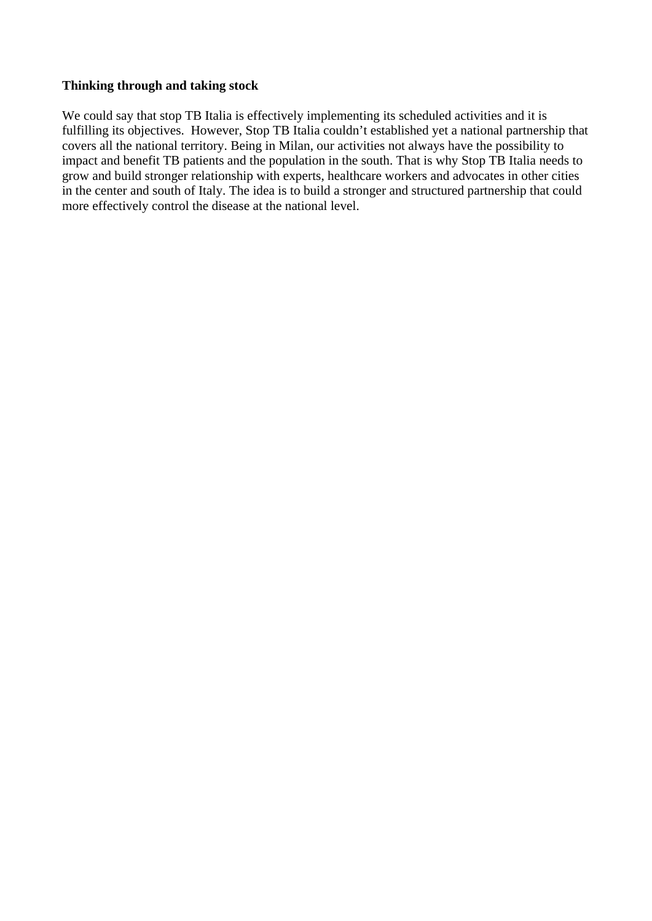**Thinking through and taking stock**

We could say that stop TB Italia is effectively implementing its scheduled activities and it is fulfilling its objectives. However, Stop TB Italia couldn't established yet a national partnership that covers all the national territory. Being in Milan, our activities not always have the possibility to impact and benefit TB patients and the population in the south. That is why Stop TB Italia needs to grow and build stronger relationship with experts, healthcare workers and advocates in other cities in the center and south of Italy. The idea is to build a stronger and structured partnership that could more effectively control the disease at the national level.